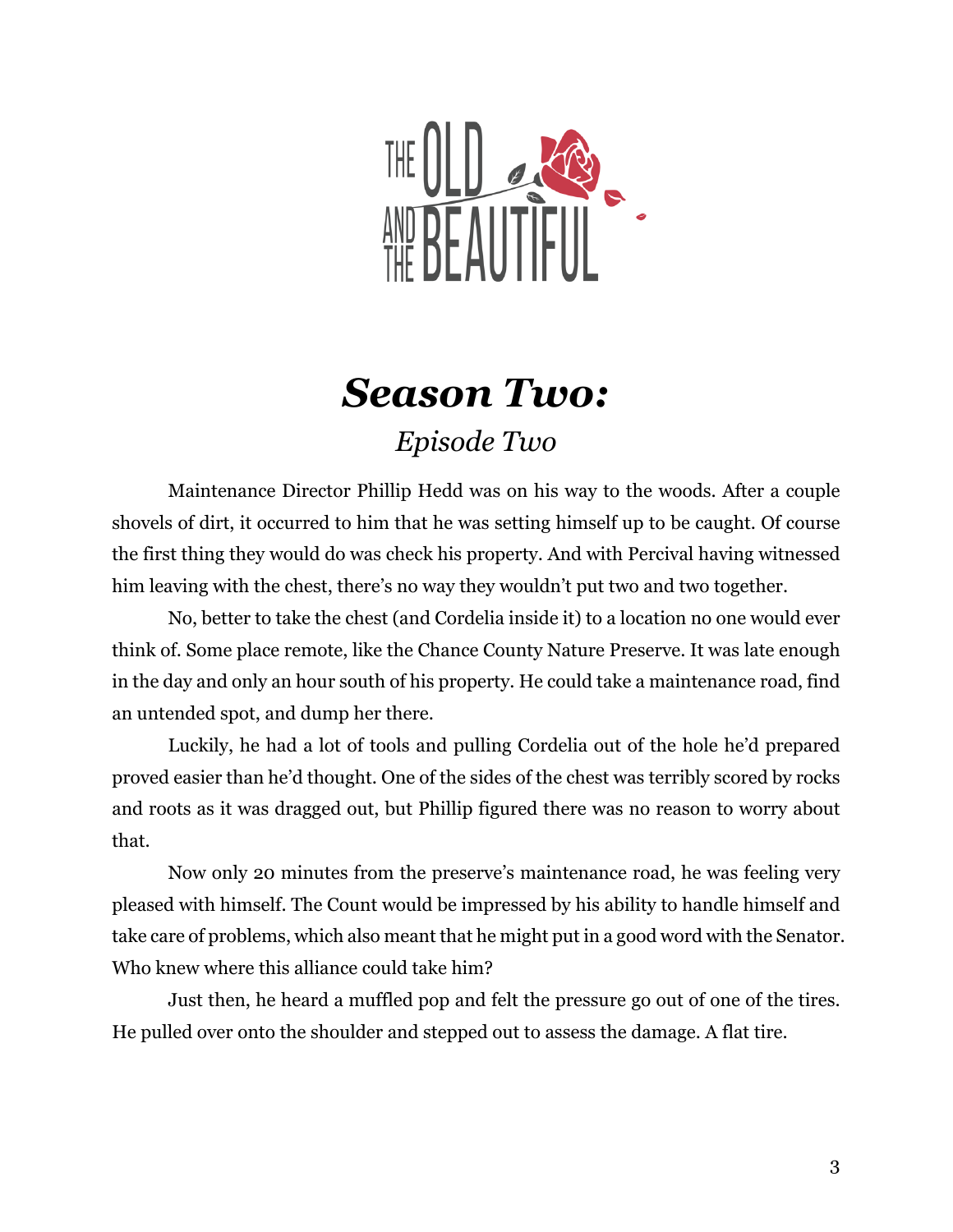THE OLD AND THE BEAUTIFUL

# *Season Two:*

## *Episode Two*

Maintenance Director Phillip Hedd was on his way to the woods. After a couple shovels of dirt, it occurred to him that he was setting himself up to be caught. Of course the first thing they would do was check his property. And with Percival having witnessed him leaving with the chest, there's no way they wouldn't put two and two together.

No, better to take the chest (and Cordelia inside it) to a location no one would ever think of. Some place remote, like the Chance County Nature Preserve. It was late enough in the day and only an hour south of his property. He could take a maintenance road, find an untended spot, and dump her there.

Luckily, he had a lot of tools and pulling Cordelia out of the hole he'd prepared proved easier than he'd thought. One of the sides of the chest was terribly scored by rocks and roots as it was dragged out, but Phillip figured there was no reason to worry about that.

Now only 20 minutes from the preserve's maintenance road, he was feeling very pleased with himself. The Count would be impressed by his ability to handle himself and take care of problems, which also meant that he might put in a good word with the Senator. Who knew where this alliance could take him?

Just then, he heard a muffled pop and felt the pressure go out of one of the tires. He pulled over onto the shoulder and stepped out to assess the damage. A flat tire.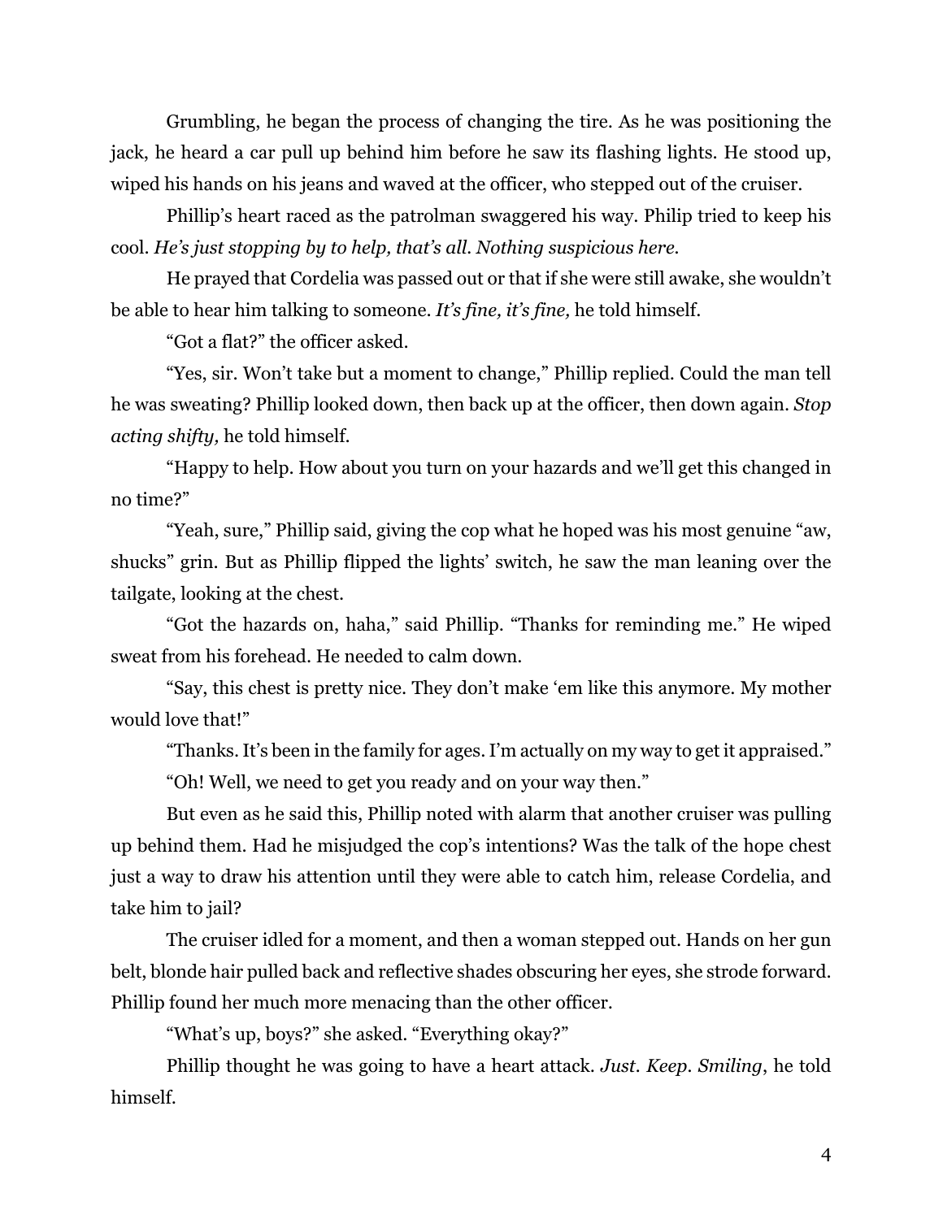Grumbling, he began the process of changing the tire. As he was positioning the jack, he heard a car pull up behind him before he saw its flashing lights. He stood up, wiped his hands on his jeans and waved at the officer, who stepped out of the cruiser.

Phillip's heart raced as the patrolman swaggered his way. Philip tried to keep his cool. *He's just stopping by to help, that's all. Nothing suspicious here.*

He prayed that Cordelia was passed out or that if she were still awake, she wouldn't be able to hear him talking to someone. *It's fine, it's fine,* he told himself.

"Got a flat?" the officer asked.

"Yes, sir. Won't take but a moment to change," Phillip replied. Could the man tell he was sweating? Phillip looked down, then back up at the officer, then down again. *Stop acting shifty,* he told himself.

"Happy to help. How about you turn on your hazards and we'll get this changed in no time?"

"Yeah, sure," Phillip said, giving the cop what he hoped was his most genuine "aw, shucks" grin. But as Phillip flipped the lights' switch, he saw the man leaning over the tailgate, looking at the chest.

"Got the hazards on, haha," said Phillip. "Thanks for reminding me." He wiped sweat from his forehead. He needed to calm down.

"Say, this chest is pretty nice. They don't make 'em like this anymore. My mother would love that!"

"Thanks. It's been in the family for ages. I'm actually on my way to get it appraised."

"Oh! Well, we need to get you ready and on your way then."

But even as he said this, Phillip noted with alarm that another cruiser was pulling up behind them. Had he misjudged the cop's intentions? Was the talk of the hope chest just a way to draw his attention until they were able to catch him, release Cordelia, and take him to jail?

The cruiser idled for a moment, and then a woman stepped out. Hands on her gun belt, blonde hair pulled back and reflective shades obscuring her eyes, she strode forward. Phillip found her much more menacing than the other officer.

"What's up, boys?" she asked. "Everything okay?"

Phillip thought he was going to have a heart attack. *Just. Keep. Smiling*, he told himself.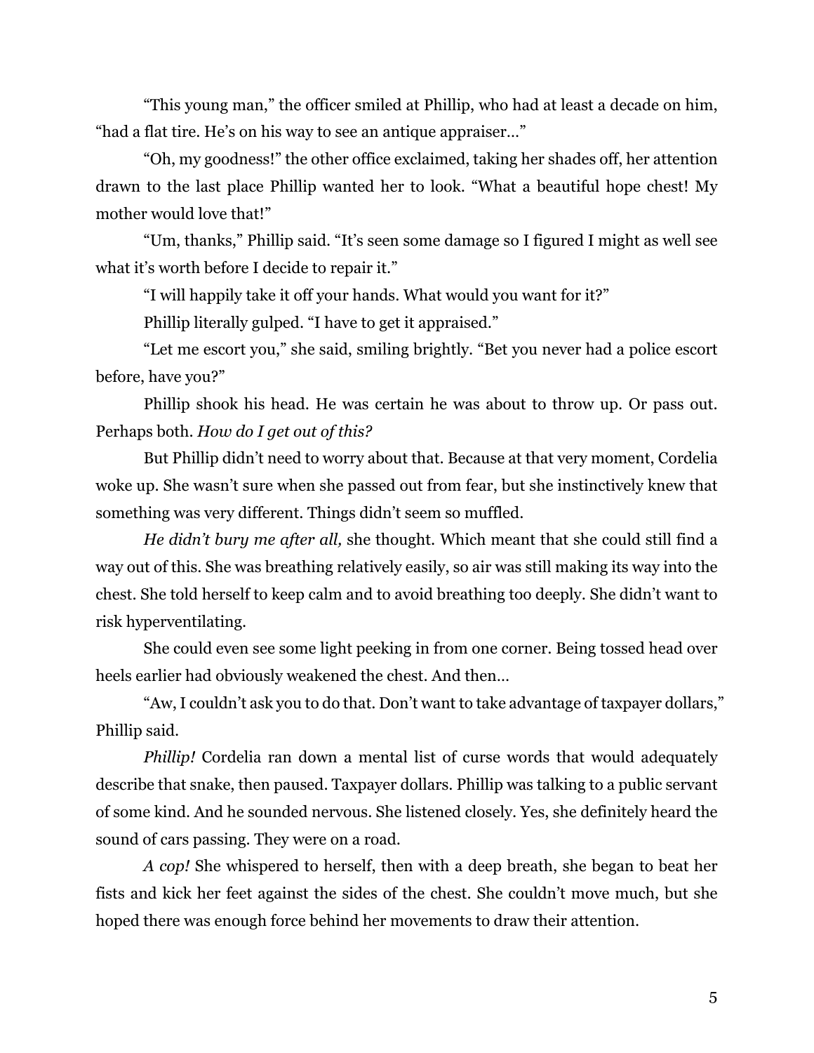"This young man," the officer smiled at Phillip, who had at least a decade on him, "had a flat tire. He's on his way to see an antique appraiser…"

"Oh, my goodness!" the other office exclaimed, taking her shades off, her attention drawn to the last place Phillip wanted her to look. "What a beautiful hope chest! My mother would love that!"

"Um, thanks," Phillip said. "It's seen some damage so I figured I might as well see what it's worth before I decide to repair it."

"I will happily take it off your hands. What would you want for it?"

Phillip literally gulped. "I have to get it appraised."

"Let me escort you," she said, smiling brightly. "Bet you never had a police escort before, have you?"

Phillip shook his head. He was certain he was about to throw up. Or pass out. Perhaps both. *How do I get out of this?*

But Phillip didn't need to worry about that. Because at that very moment, Cordelia woke up. She wasn't sure when she passed out from fear, but she instinctively knew that something was very different. Things didn't seem so muffled.

*He didn't bury me after all,* she thought. Which meant that she could still find a way out of this. She was breathing relatively easily, so air was still making its way into the chest. She told herself to keep calm and to avoid breathing too deeply. She didn't want to risk hyperventilating.

She could even see some light peeking in from one corner. Being tossed head over heels earlier had obviously weakened the chest. And then…

"Aw, I couldn't ask you to do that. Don't want to take advantage of taxpayer dollars," Phillip said.

*Phillip!* Cordelia ran down a mental list of curse words that would adequately describe that snake, then paused. Taxpayer dollars. Phillip was talking to a public servant of some kind. And he sounded nervous. She listened closely. Yes, she definitely heard the sound of cars passing. They were on a road.

*A cop!* She whispered to herself, then with a deep breath, she began to beat her fists and kick her feet against the sides of the chest. She couldn't move much, but she hoped there was enough force behind her movements to draw their attention.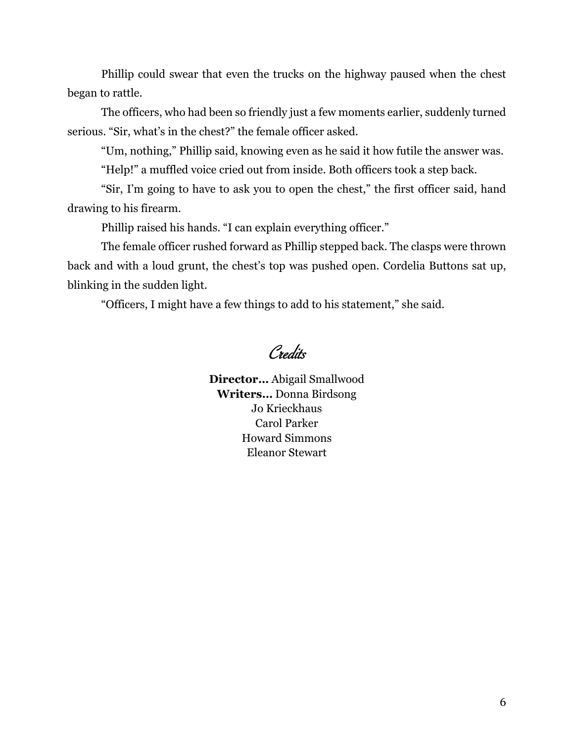Phillip could swear that even the trucks on the highway paused when the chest began to rattle.

The officers, who had been so friendly just a few moments earlier, suddenly turned serious. "Sir, what's in the chest?" the female officer asked.

"Um, nothing," Phillip said, knowing even as he said it how futile the answer was.

"Help!" a muffled voice cried out from inside. Both officers took a step back.

"Sir, I'm going to have to ask you to open the chest," the first officer said, hand drawing to his firearm.

Phillip raised his hands. "I can explain everything officer."

The female officer rushed forward as Phillip stepped back. The clasps were thrown back and with a loud grunt, the chest's top was pushed open. Cordelia Buttons sat up, blinking in the sudden light.

"Officers, I might have a few things to add to his statement," she said.

## *Credits*

**Director…** Abigail Smallwood
**Writers…** Donna Birdsong
Jo Krieckhaus
Carol Parker
Howard Simmons
Eleanor Stewart